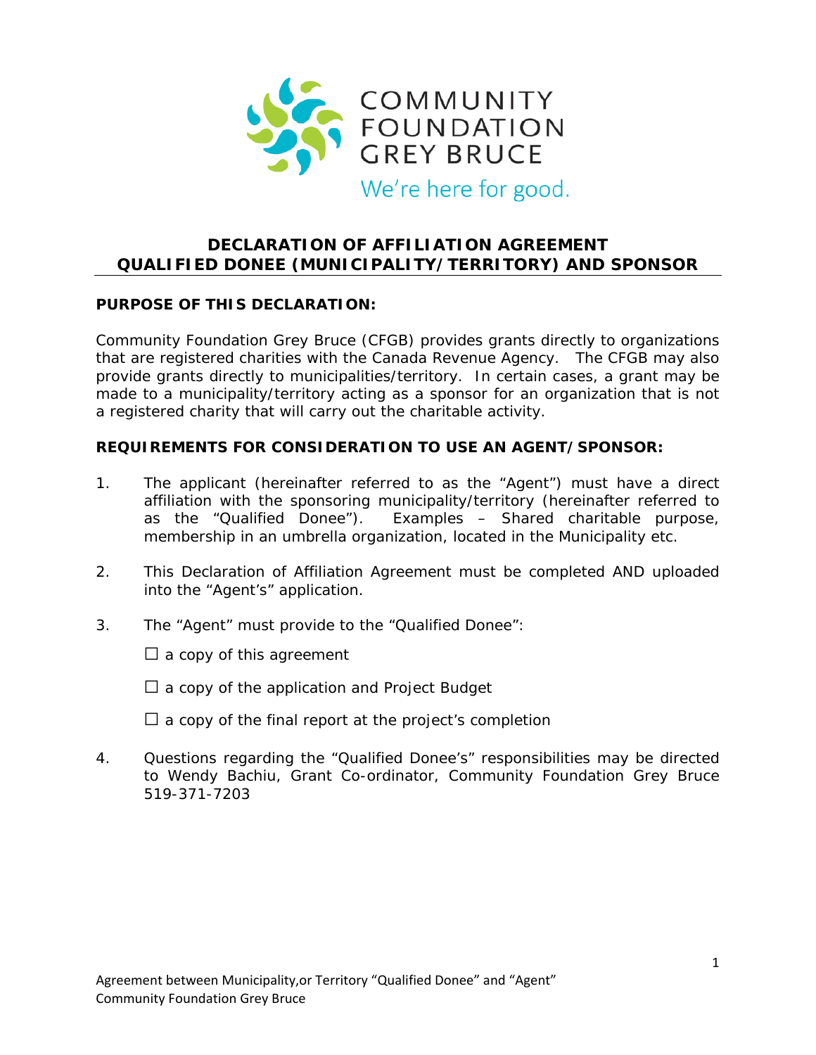# DECLARATION OF AFFILIATION AGREEMENT
# QUALIFIED DONEE (MUNICIPALITY/TERRITORY) AND SPONSOR

**PURPOSE OF THIS DECLARATION:**

Community Foundation Grey Bruce (CFGB) provides grants directly to organizations that are registered charities with the Canada Revenue Agency. The CFGB may also provide grants directly to municipalities/territory. In certain cases, a grant may be made to a municipality/territory acting as a sponsor for an organization that is not a registered charity that will carry out the charitable activity.

**REQUIREMENTS FOR CONSIDERATION TO USE AN AGENT/SPONSOR:**

1. The applicant (hereinafter referred to as the “Agent”) must have a direct affiliation with the sponsoring municipality/territory (hereinafter referred to as the “Qualified Donee”). Examples – Shared charitable purpose, membership in an umbrella organization, located in the Municipality etc.

2. This Declaration of Affiliation Agreement must be completed AND uploaded into the “Agent’s” application.

3. The “Agent” must provide to the “Qualified Donee”:

   ☐ a copy of this agreement

   ☐ a copy of the application and Project Budget

   ☐ a copy of the final report at the project’s completion

4. Questions regarding the “Qualified Donee’s” responsibilities may be directed to Wendy Bachiu, Grant Co-ordinator, Community Foundation Grey Bruce 519-371-7203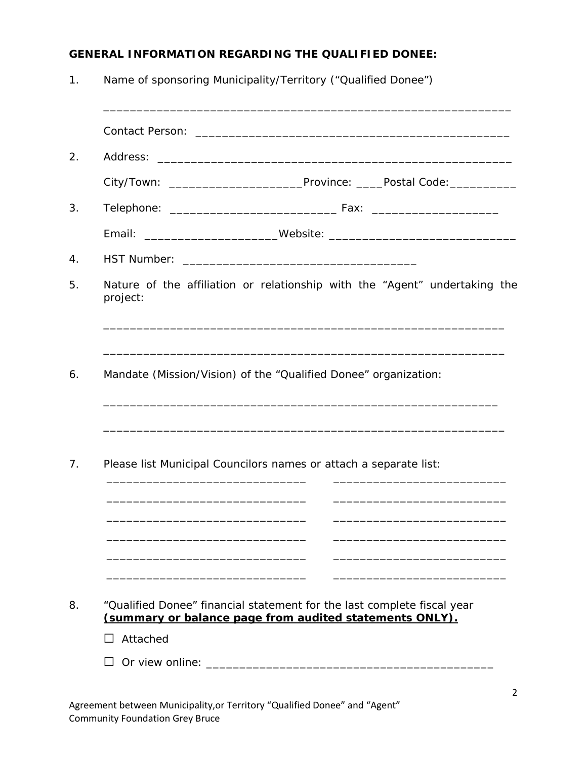**GENERAL INFORMATION REGARDING THE QUALIFIED DONEE:**

1. Name of sponsoring Municipality/Territory ("Qualified Donee")

   ______________________________________________________________

   Contact Person: ______________________________________________

2. Address: ____________________________________________________

   City/Town: ____________________Province: ____Postal Code:__________

3. Telephone: _________________________ Fax: ___________________

   Email: ____________________Website: ___________________________

4. HST Number: ___________________________________

5. Nature of the affiliation or relationship with the "Agent" undertaking the project:

   ______________________________________________________________

   ______________________________________________________________

6. Mandate (Mission/Vision) of the "Qualified Donee" organization:

   ______________________________________________________________

   ______________________________________________________________

7. Please list Municipal Councilors names or attach a separate list:

   ______________________________ ______________________________

   ______________________________ ______________________________

   ______________________________ ______________________________

   ______________________________ ______________________________

   ______________________________ ______________________________

   ______________________________ ______________________________

8. "Qualified Donee" financial statement for the last complete fiscal year **<u>(summary or balance page from audited statements ONLY).</u>**

   ☐ Attached

   ☐ Or view online: ________________________________________

Agreement between Municipality,or Territory "Qualified Donee" and "Agent"
Community Foundation Grey Bruce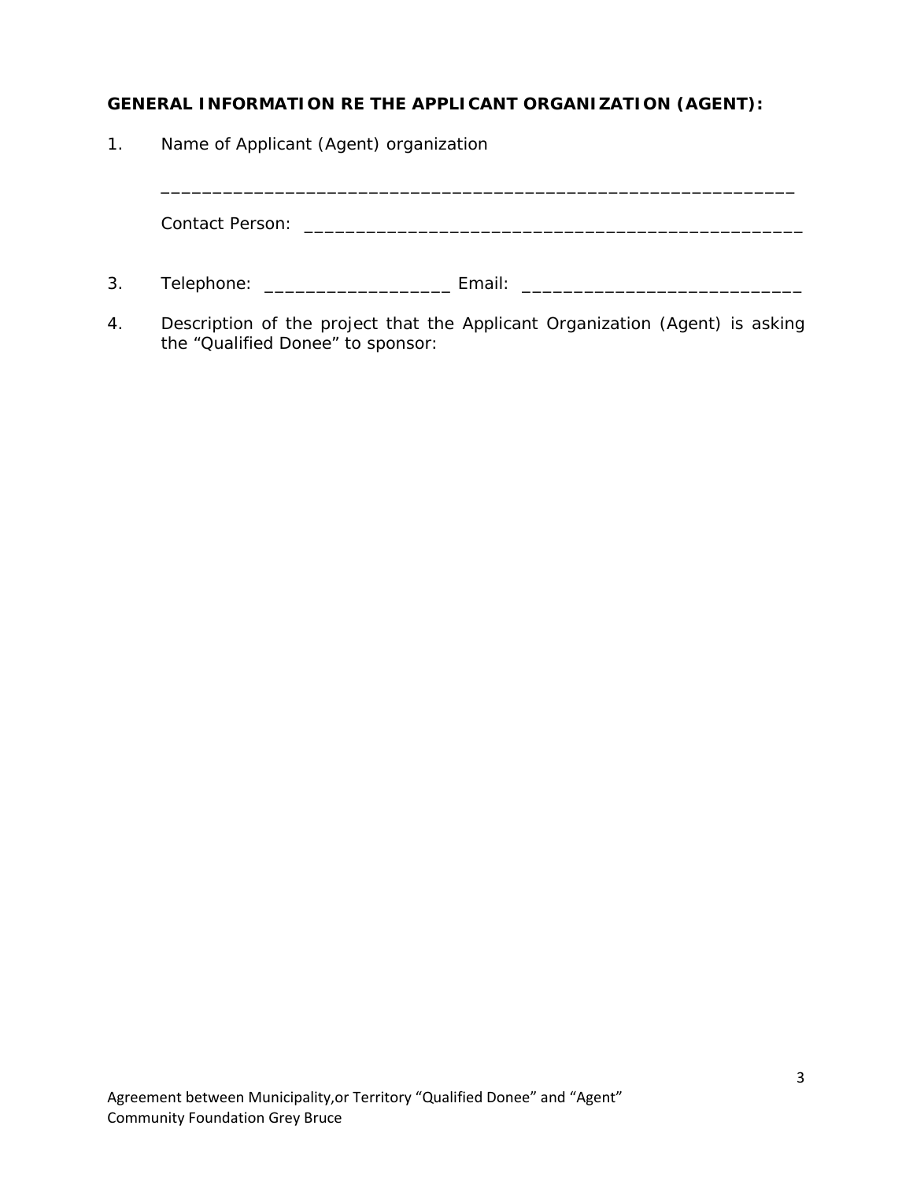**GENERAL INFORMATION RE THE APPLICANT ORGANIZATION (AGENT):**

1. Name of Applicant (Agent) organization

   _______________________________________________________________

   Contact Person: _______________________________________________

3. Telephone: __________________ Email: ___________________________

4. Description of the project that the Applicant Organization (Agent) is asking the "Qualified Donee" to sponsor: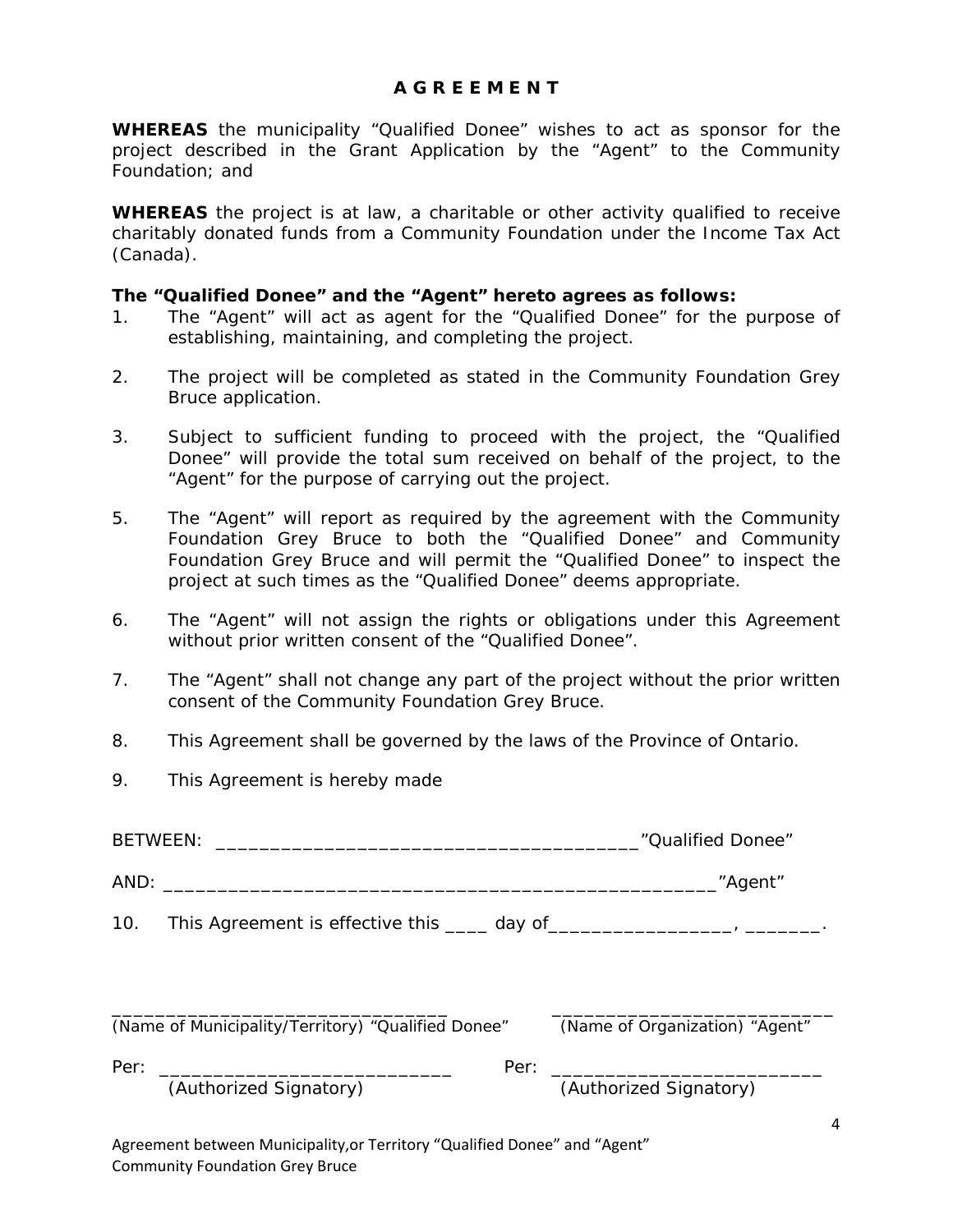# A G R E E M E N T

**WHEREAS** the municipality "Qualified Donee" wishes to act as sponsor for the project described in the Grant Application by the "Agent" to the Community Foundation; and

**WHEREAS** the project is at law, a charitable or other activity qualified to receive charitably donated funds from a Community Foundation under the Income Tax Act (Canada).

**The "Qualified Donee" and the "Agent" hereto agrees as follows:**

1. The "Agent" will act as agent for the "Qualified Donee" for the purpose of establishing, maintaining, and completing the project.

2. The project will be completed as stated in the Community Foundation Grey Bruce application.

3. Subject to sufficient funding to proceed with the project, the "Qualified Donee" will provide the total sum received on behalf of the project, to the "Agent" for the purpose of carrying out the project.

5. The "Agent" will report as required by the agreement with the Community Foundation Grey Bruce to both the "Qualified Donee" and Community Foundation Grey Bruce and will permit the "Qualified Donee" to inspect the project at such times as the "Qualified Donee" deems appropriate.

6. The "Agent" will not assign the rights or obligations under this Agreement without prior written consent of the "Qualified Donee".

7. The "Agent" shall not change any part of the project without the prior written consent of the Community Foundation Grey Bruce.

8. This Agreement shall be governed by the laws of the Province of Ontario.

9. This Agreement is hereby made

BETWEEN: ______________________________________"Qualified Donee"

AND: __________________________________________________"Agent"

10. This Agreement is effective this ____ day of_________________, _______.

_______________________________ (Name of Municipality/Territory) "Qualified Donee"

Per: ___________________________ (Authorized Signatory)

__________________________ (Name of Organization) "Agent"

Per: _________________________ (Authorized Signatory)

Agreement between Municipality,or Territory "Qualified Donee" and "Agent"
Community Foundation Grey Bruce